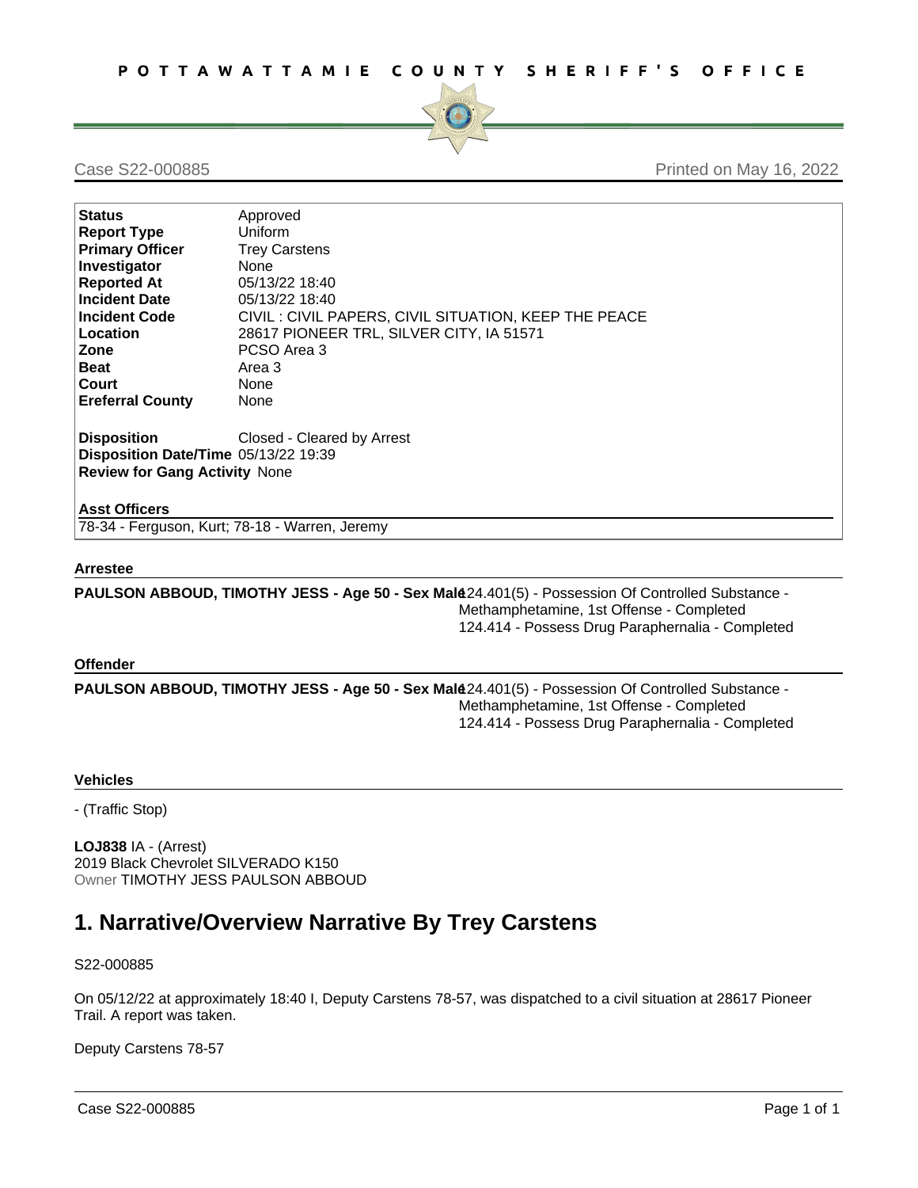**POTTAWATTAMIE COUNTY SHERIFF'S OFFICE**

Case S22-000885

Printed on May 16, 2022

| | |
|---|---|
| **Status** | Approved |
| **Report Type** | Uniform |
| **Primary Officer** | Trey Carstens |
| **Investigator** | None |
| **Reported At** | 05/13/22 18:40 |
| **Incident Date** | 05/13/22 18:40 |
| **Incident Code** | CIVIL : CIVIL PAPERS, CIVIL SITUATION, KEEP THE PEACE |
| **Location** | 28617 PIONEER TRL, SILVER CITY, IA 51571 |
| **Zone** | PCSO Area 3 |
| **Beat** | Area 3 |
| **Court** | None |
| **Ereferral County** | None |
| **Disposition** | Closed - Cleared by Arrest |
| **Disposition Date/Time** | 05/13/22 19:39 |
| **Review for Gang Activity** | None |

**Asst Officers**

78-34 - Ferguson, Kurt; 78-18 - Warren, Jeremy

### Arrestee

**PAULSON ABBOUD, TIMOTHY JESS - Age 50 - Sex Male**
124.401(5) - Possession Of Controlled Substance - Methamphetamine, 1st Offense - Completed
124.414 - Possess Drug Paraphernalia - Completed

### Offender

**PAULSON ABBOUD, TIMOTHY JESS - Age 50 - Sex Male**
124.401(5) - Possession Of Controlled Substance - Methamphetamine, 1st Offense - Completed
124.414 - Possess Drug Paraphernalia - Completed

### Vehicles

- (Traffic Stop)

**LOJ838** IA - (Arrest)
2019 Black Chevrolet SILVERADO K150
Owner TIMOTHY JESS PAULSON ABBOUD

# 1. Narrative/Overview Narrative By Trey Carstens

S22-000885

On 05/12/22 at approximately 18:40 I, Deputy Carstens 78-57, was dispatched to a civil situation at 28617 Pioneer Trail. A report was taken.

Deputy Carstens 78-57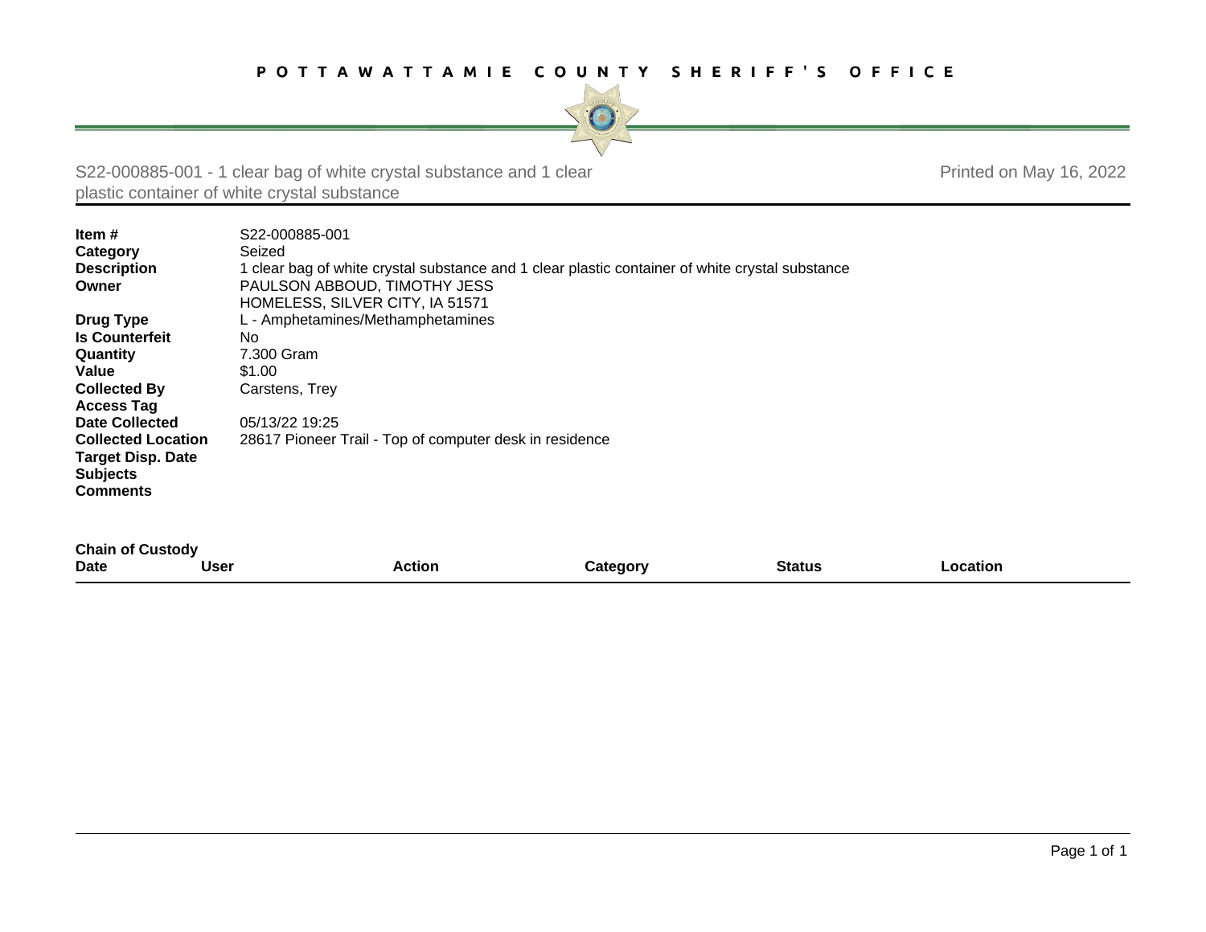POTTAWATTAMIE COUNTY SHERIFF'S OFFICE

S22-000885-001 - 1 clear bag of white crystal substance and 1 clear plastic container of white crystal substance

Printed on May 16, 2022

| | |
|---|---|
| **Item #** | S22-000885-001 |
| **Category** | Seized |
| **Description** | 1 clear bag of white crystal substance and 1 clear plastic container of white crystal substance |
| **Owner** | PAULSON ABBOUD, TIMOTHY JESS<br>HOMELESS, SILVER CITY, IA 51571 |
| **Drug Type** | L - Amphetamines/Methamphetamines |
| **Is Counterfeit** | No |
| **Quantity** | 7.300 Gram |
| **Value** | $1.00 |
| **Collected By** | Carstens, Trey |
| **Access Tag** | |
| **Date Collected** | 05/13/22 19:25 |
| **Collected Location** | 28617 Pioneer Trail - Top of computer desk in residence |
| **Target Disp. Date** | |
| **Subjects** | |
| **Comments** | |

**Chain of Custody**

| Date | User | Action | Category | Status | Location |
|---|---|---|---|---|---|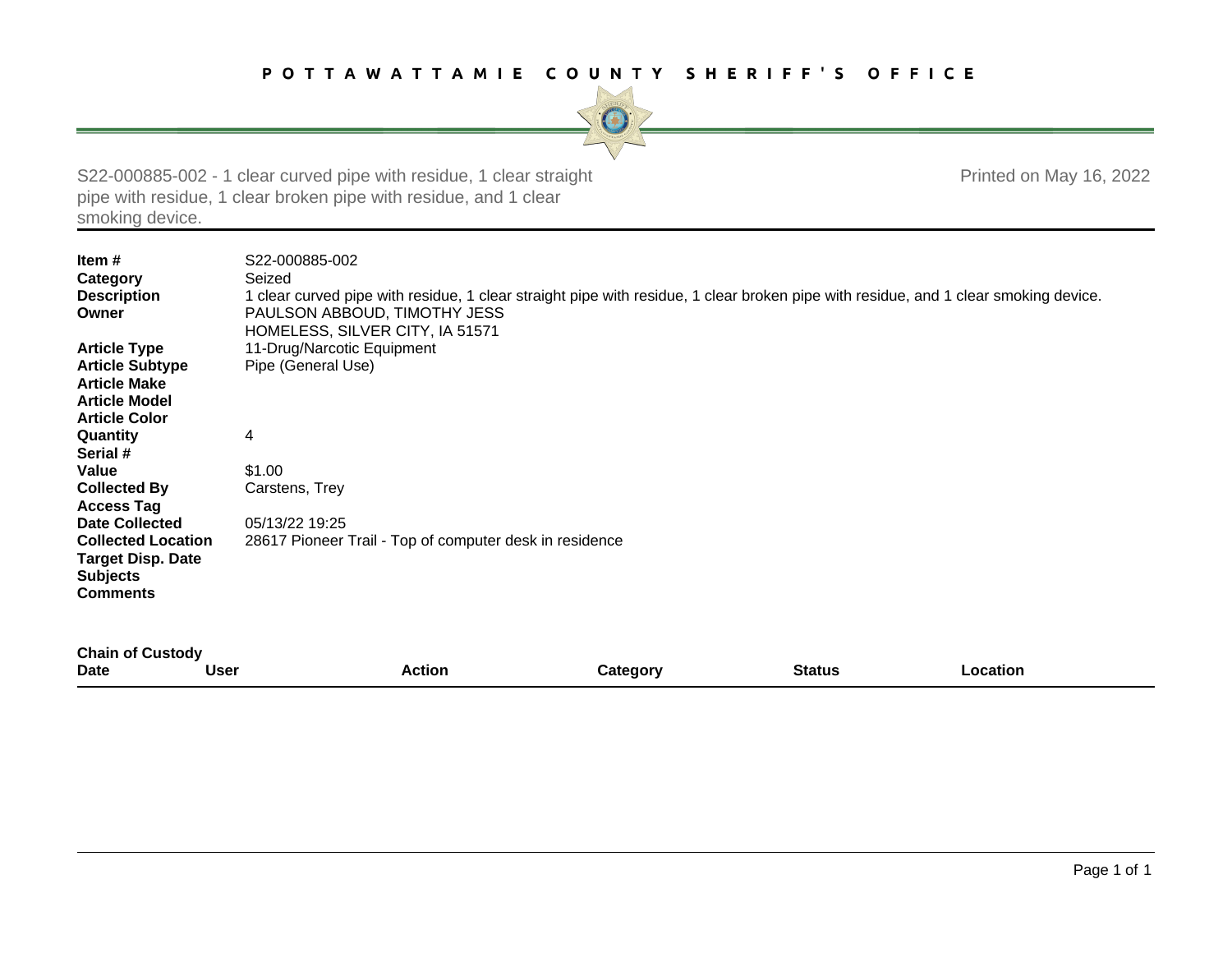# POTTAWATTAMIE COUNTY SHERIFF'S OFFICE

S22-000885-002 - 1 clear curved pipe with residue, 1 clear straight pipe with residue, 1 clear broken pipe with residue, and 1 clear smoking device.

Printed on May 16, 2022

| | |
|---|---|
| **Item #** | S22-000885-002 |
| **Category** | Seized |
| **Description** | 1 clear curved pipe with residue, 1 clear straight pipe with residue, 1 clear broken pipe with residue, and 1 clear smoking device. |
| **Owner** | PAULSON ABBOUD, TIMOTHY JESS<br>HOMELESS, SILVER CITY, IA 51571 |
| **Article Type** | 11-Drug/Narcotic Equipment |
| **Article Subtype** | Pipe (General Use) |
| **Article Make** | |
| **Article Model** | |
| **Article Color** | |
| **Quantity** | 4 |
| **Serial #** | |
| **Value** | $1.00 |
| **Collected By** | Carstens, Trey |
| **Access Tag** | |
| **Date Collected** | 05/13/22 19:25 |
| **Collected Location** | 28617 Pioneer Trail - Top of computer desk in residence |
| **Target Disp. Date** | |
| **Subjects** | |
| **Comments** | |

**Chain of Custody**

| Date | User | Action | Category | Status | Location |
|---|---|---|---|---|---|